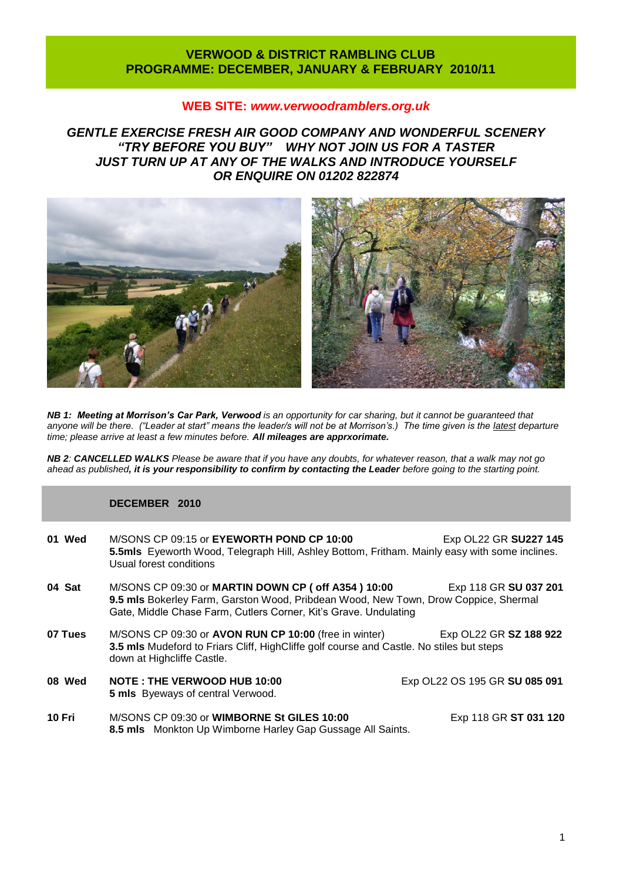# VERWOOD & DISTRICT RAMBLING CLUB
# PROGRAMME: DECEMBER, JANUARY & FEBRUARY 2010/11

**WEB SITE: *www.verwoodramblers.org.uk***

***GENTLE EXERCISE FRESH AIR GOOD COMPANY AND WONDERFUL SCENERY***
***"TRY BEFORE YOU BUY" WHY NOT JOIN US FOR A TASTER***
***JUST TURN UP AT ANY OF THE WALKS AND INTRODUCE YOURSELF***
***OR ENQUIRE ON 01202 822874***

***NB 1: Meeting at Morrison's Car Park, Verwood** is an opportunity for car sharing, but it cannot be guaranteed that anyone will be there. ("Leader at start" means the leader/s will not be at Morrison's.) The time given is the latest departure time; please arrive at least a few minutes before. **All mileages are apprxorimate.***

***NB 2**: **CANCELLED WALKS** Please be aware that if you have any doubts, for whatever reason, that a walk may not go ahead as published**, it is your responsibility to confirm by contacting the Leader** before going to the starting point.*

## DECEMBER 2010

**01 Wed** M/SONS CP 09:15 or **EYEWORTH POND CP 10:00** Exp OL22 GR **SU227 145**
**5.5mls** Eyeworth Wood, Telegraph Hill, Ashley Bottom, Fritham. Mainly easy with some inclines. Usual forest conditions

**04 Sat** M/SONS CP 09:30 or **MARTIN DOWN CP ( off A354 ) 10:00** Exp 118 GR **SU 037 201**
**9.5 mls** Bokerley Farm, Garston Wood, Pribdean Wood, New Town, Drow Coppice, Shermal Gate, Middle Chase Farm, Cutlers Corner, Kit's Grave. Undulating

**07 Tues** M/SONS CP 09:30 or **AVON RUN CP 10:00** (free in winter) Exp OL22 GR **SZ 188 922**
**3.5 mls** Mudeford to Friars Cliff, HighCliffe golf course and Castle. No stiles but steps down at Highcliffe Castle.

**08 Wed** **NOTE : THE VERWOOD HUB 10:00** Exp OL22 OS 195 GR **SU 085 091**
**5 mls** Byeways of central Verwood.

**10 Fri** M/SONS CP 09:30 or **WIMBORNE St GILES 10:00** Exp 118 GR **ST 031 120**
**8.5 mls** Monkton Up Wimborne Harley Gap Gussage All Saints.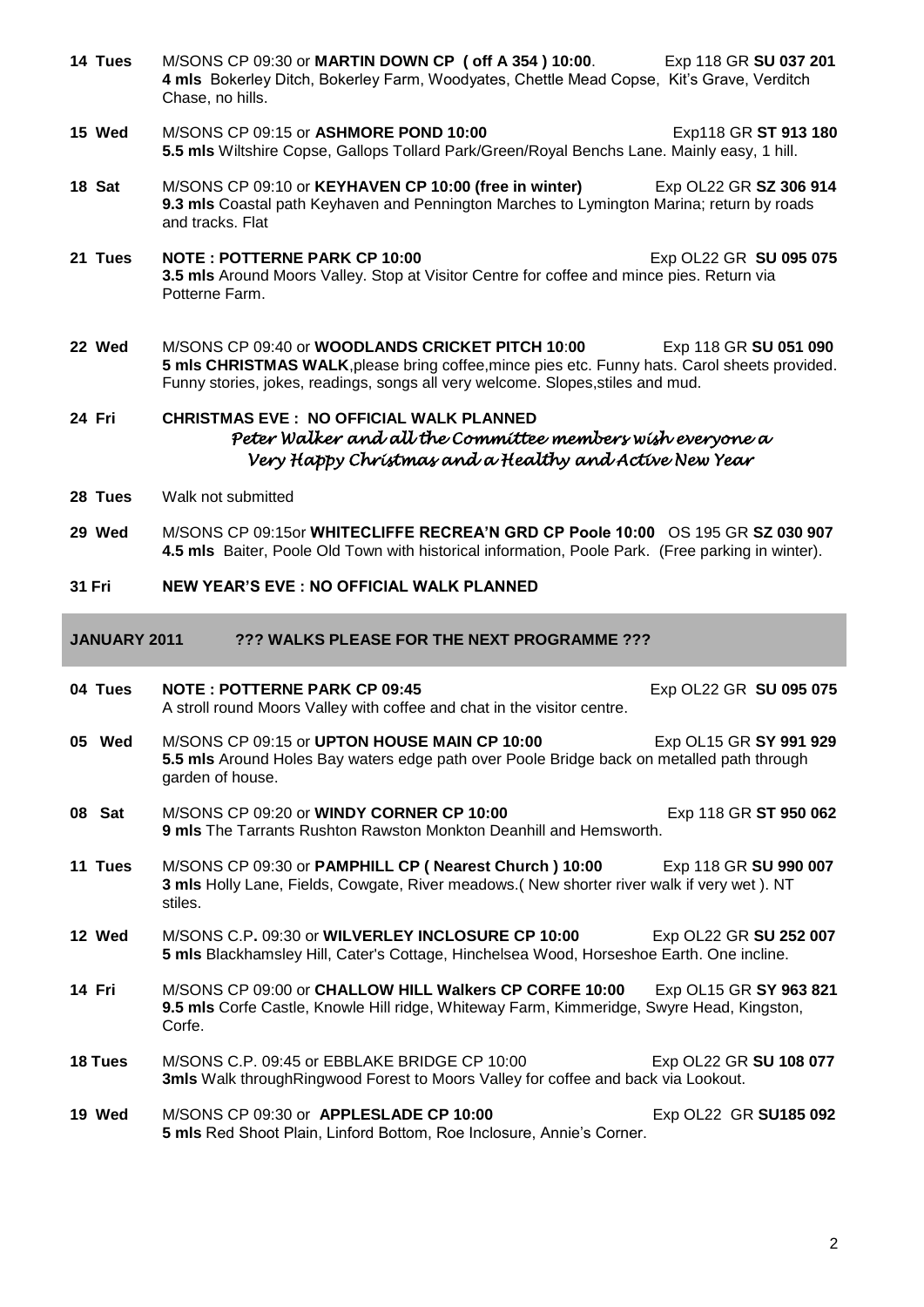**14 Tues** M/SONS CP 09:30 or **MARTIN DOWN CP ( off A 354 ) 10:00**. Exp 118 GR **SU 037 201**
**4 mls** Bokerley Ditch, Bokerley Farm, Woodyates, Chettle Mead Copse, Kit's Grave, Verditch Chase, no hills.

**15 Wed** M/SONS CP 09:15 or **ASHMORE POND 10:00** Exp118 GR **ST 913 180**
**5.5 mls** Wiltshire Copse, Gallops Tollard Park/Green/Royal Benchs Lane. Mainly easy, 1 hill.

**18 Sat** M/SONS CP 09:10 or **KEYHAVEN CP 10:00 (free in winter)** Exp OL22 GR **SZ 306 914**
**9.3 mls** Coastal path Keyhaven and Pennington Marches to Lymington Marina; return by roads and tracks. Flat

**21 Tues** **NOTE : POTTERNE PARK CP 10:00** Exp OL22 GR **SU 095 075**
**3.5 mls** Around Moors Valley. Stop at Visitor Centre for coffee and mince pies. Return via Potterne Farm.

**22 Wed** M/SONS CP 09:40 or **WOODLANDS CRICKET PITCH 10:00** Exp 118 GR **SU 051 090**
**5 mls CHRISTMAS WALK**,please bring coffee,mince pies etc. Funny hats. Carol sheets provided. Funny stories, jokes, readings, songs all very welcome. Slopes,stiles and mud.

**24 Fri** **CHRISTMAS EVE : NO OFFICIAL WALK PLANNED**
*Peter Walker and all the Committee members wish everyone a Very Happy Christmas and a Healthy and Active New Year*

**28 Tues** Walk not submitted

**29 Wed** M/SONS CP 09:15or **WHITECLIFFE RECREA'N GRD CP Poole 10:00** OS 195 GR **SZ 030 907**
**4.5 mls** Baiter, Poole Old Town with historical information, Poole Park. (Free parking in winter).

**31 Fri** **NEW YEAR'S EVE : NO OFFICIAL WALK PLANNED**

## JANUARY 2011 ??? WALKS PLEASE FOR THE NEXT PROGRAMME ???

**04 Tues** **NOTE : POTTERNE PARK CP 09:45** Exp OL22 GR **SU 095 075**
A stroll round Moors Valley with coffee and chat in the visitor centre.

**05 Wed** M/SONS CP 09:15 or **UPTON HOUSE MAIN CP 10:00** Exp OL15 GR **SY 991 929**
**5.5 mls** Around Holes Bay waters edge path over Poole Bridge back on metalled path through garden of house.

**08 Sat** M/SONS CP 09:20 or **WINDY CORNER CP 10:00** Exp 118 GR **ST 950 062**
**9 mls** The Tarrants Rushton Rawston Monkton Deanhill and Hemsworth.

**11 Tues** M/SONS CP 09:30 or **PAMPHILL CP ( Nearest Church ) 10:00** Exp 118 GR **SU 990 007**
**3 mls** Holly Lane, Fields, Cowgate, River meadows.( New shorter river walk if very wet ). NT stiles.

**12 Wed** M/SONS C.P**.** 09:30 or **WILVERLEY INCLOSURE CP 10:00** Exp OL22 GR **SU 252 007**
**5 mls** Blackhamsley Hill, Cater's Cottage, Hinchelsea Wood, Horseshoe Earth. One incline.

**14 Fri** M/SONS CP 09:00 or **CHALLOW HILL Walkers CP CORFE 10:00** Exp OL15 GR **SY 963 821**
**9.5 mls** Corfe Castle, Knowle Hill ridge, Whiteway Farm, Kimmeridge, Swyre Head, Kingston, Corfe.

**18 Tues** M/SONS C.P. 09:45 or EBBLAKE BRIDGE CP 10:00 Exp OL22 GR **SU 108 077**
**3mls** Walk throughRingwood Forest to Moors Valley for coffee and back via Lookout.

**19 Wed** M/SONS CP 09:30 or **APPLESLADE CP 10:00** Exp OL22 GR **SU185 092**
**5 mls** Red Shoot Plain, Linford Bottom, Roe Inclosure, Annie's Corner.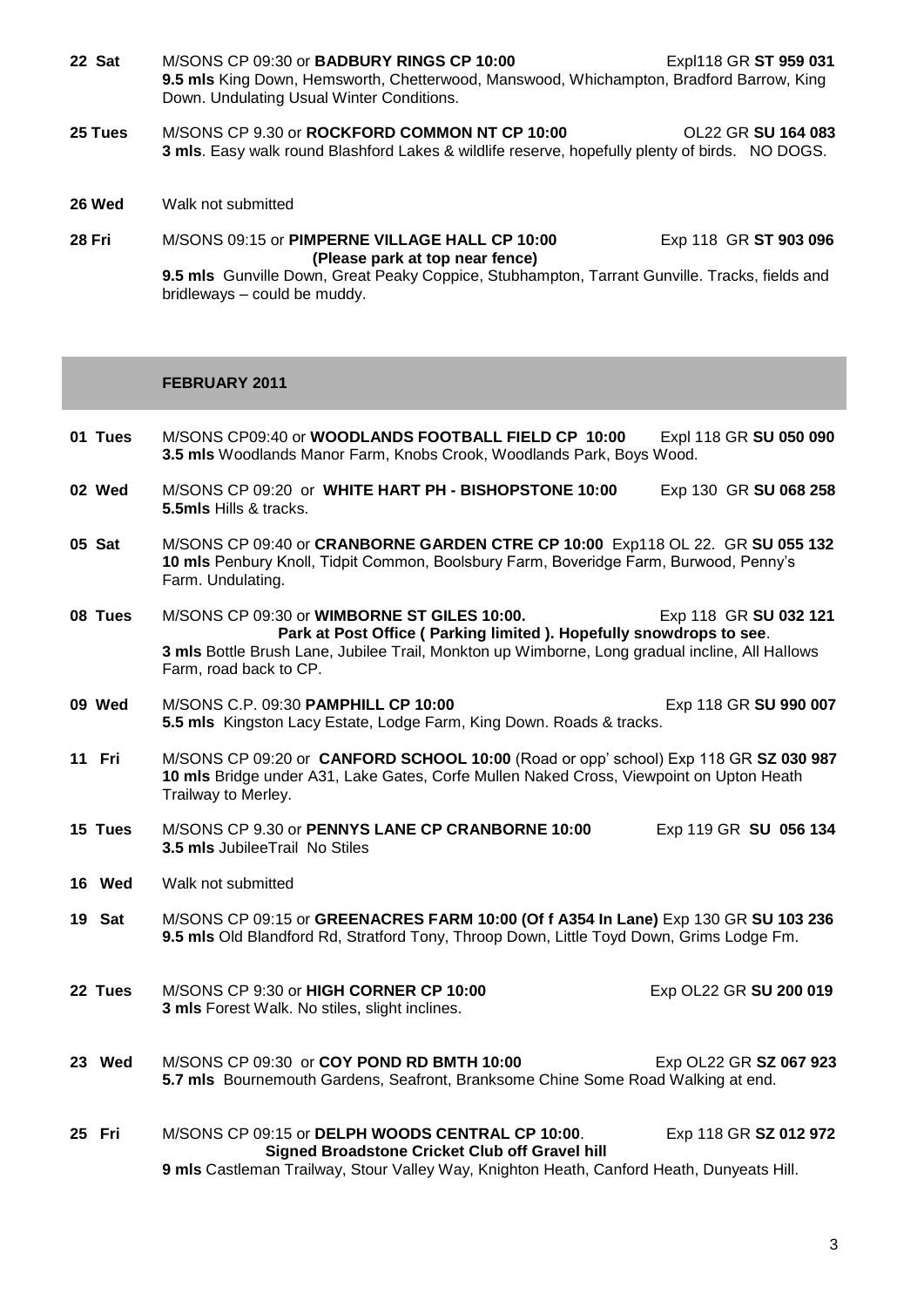**22 Sat** M/SONS CP 09:30 or **BADBURY RINGS CP 10:00** Expl118 GR **ST 959 031**
**9.5 mls** King Down, Hemsworth, Chetterwood, Manswood, Whichampton, Bradford Barrow, King Down. Undulating Usual Winter Conditions.

**25 Tues** M/SONS CP 9.30 or **ROCKFORD COMMON NT CP 10:00** OL22 GR **SU 164 083**
**3 mls**. Easy walk round Blashford Lakes & wildlife reserve, hopefully plenty of birds. NO DOGS.

**26 Wed** Walk not submitted

**28 Fri** M/SONS 09:15 or **PIMPERNE VILLAGE HALL CP 10:00** Exp 118 GR **ST 903 096**
**(Please park at top near fence)**
**9.5 mls** Gunville Down, Great Peaky Coppice, Stubhampton, Tarrant Gunville. Tracks, fields and bridleways – could be muddy.

## FEBRUARY 2011

**01 Tues** M/SONS CP09:40 or **WOODLANDS FOOTBALL FIELD CP 10:00** Expl 118 GR **SU 050 090**
**3.5 mls** Woodlands Manor Farm, Knobs Crook, Woodlands Park, Boys Wood.

**02 Wed** M/SONS CP 09:20 or **WHITE HART PH - BISHOPSTONE 10:00** Exp 130 GR **SU 068 258**
**5.5mls** Hills & tracks.

**05 Sat** M/SONS CP 09:40 or **CRANBORNE GARDEN CTRE CP 10:00** Exp118 OL 22. GR **SU 055 132**
**10 mls** Penbury Knoll, Tidpit Common, Boolsbury Farm, Boveridge Farm, Burwood, Penny's Farm. Undulating.

**08 Tues** M/SONS CP 09:30 or **WIMBORNE ST GILES 10:00.** Exp 118 GR **SU 032 121**
**Park at Post Office ( Parking limited ). Hopefully snowdrops to see**.
**3 mls** Bottle Brush Lane, Jubilee Trail, Monkton up Wimborne, Long gradual incline, All Hallows Farm, road back to CP.

**09 Wed** M/SONS C.P. 09:30 **PAMPHILL CP 10:00** Exp 118 GR **SU 990 007**
**5.5 mls** Kingston Lacy Estate, Lodge Farm, King Down. Roads & tracks.

**11 Fri** M/SONS CP 09:20 or **CANFORD SCHOOL 10:00** (Road or opp' school) Exp 118 GR **SZ 030 987**
**10 mls** Bridge under A31, Lake Gates, Corfe Mullen Naked Cross, Viewpoint on Upton Heath Trailway to Merley.

**15 Tues** M/SONS CP 9.30 or **PENNYS LANE CP CRANBORNE 10:00** Exp 119 GR **SU 056 134**
**3.5 mls** JubileeTrail No Stiles

**16 Wed** Walk not submitted

**19 Sat** M/SONS CP 09:15 or **GREENACRES FARM 10:00 (Of f A354 In Lane)** Exp 130 GR **SU 103 236**
**9.5 mls** Old Blandford Rd, Stratford Tony, Throop Down, Little Toyd Down, Grims Lodge Fm.

**22 Tues** M/SONS CP 9:30 or **HIGH CORNER CP 10:00** Exp OL22 GR **SU 200 019**
**3 mls** Forest Walk. No stiles, slight inclines.

**23 Wed** M/SONS CP 09:30 or **COY POND RD BMTH 10:00** Exp OL22 GR **SZ 067 923**
**5.7 mls** Bournemouth Gardens, Seafront, Branksome Chine Some Road Walking at end.

**25 Fri** M/SONS CP 09:15 or **DELPH WOODS CENTRAL CP 10:00**. Exp 118 GR **SZ 012 972**
**Signed Broadstone Cricket Club off Gravel hill**
**9 mls** Castleman Trailway, Stour Valley Way, Knighton Heath, Canford Heath, Dunyeats Hill.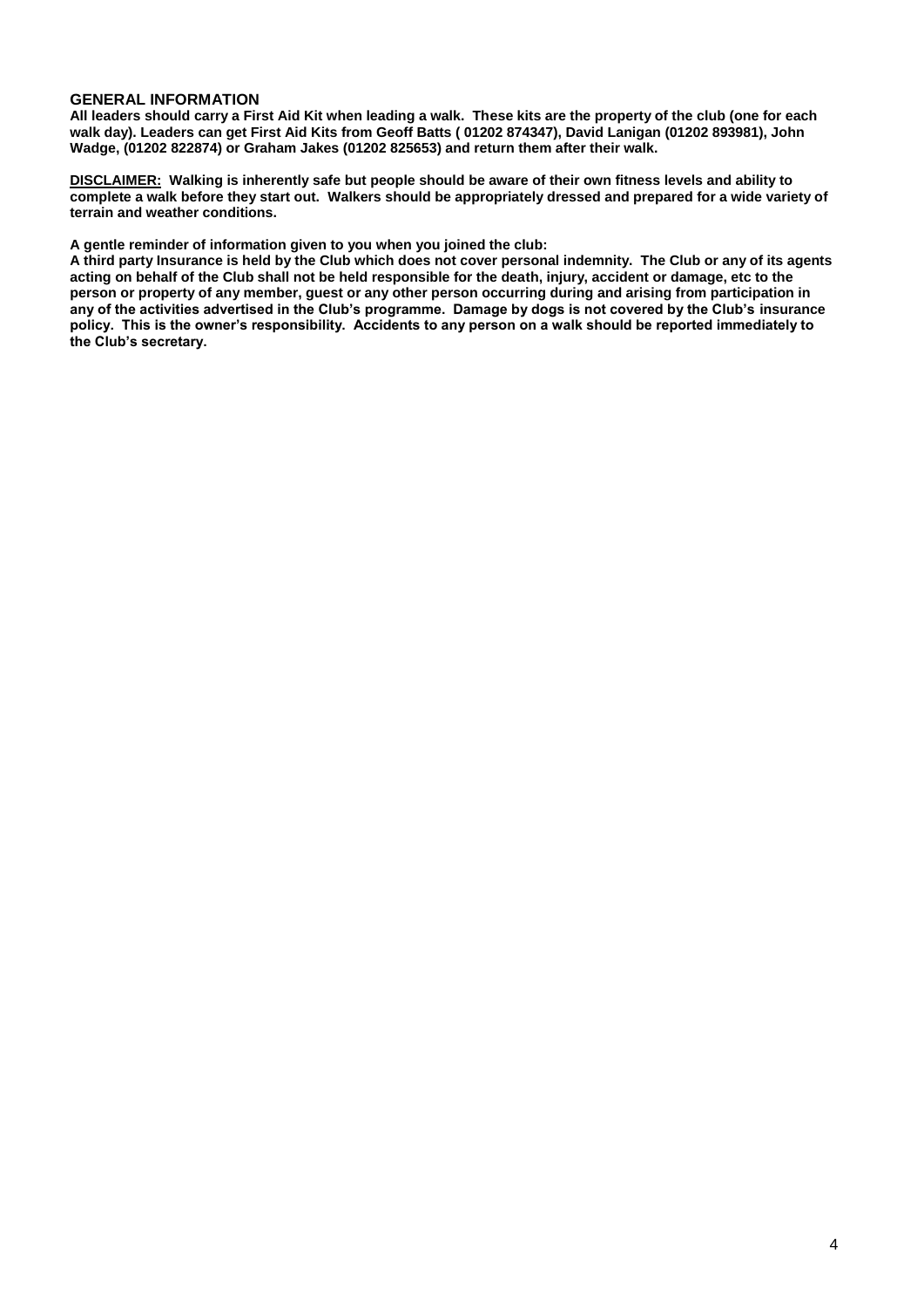## GENERAL INFORMATION

**All leaders should carry a First Aid Kit when leading a walk. These kits are the property of the club (one for each walk day). Leaders can get First Aid Kits from Geoff Batts ( 01202 874347), David Lanigan (01202 893981), John Wadge, (01202 822874) or Graham Jakes (01202 825653) and return them after their walk.**

**<u>DISCLAIMER:</u> Walking is inherently safe but people should be aware of their own fitness levels and ability to complete a walk before they start out. Walkers should be appropriately dressed and prepared for a wide variety of terrain and weather conditions.**

**A gentle reminder of information given to you when you joined the club:**

**A third party Insurance is held by the Club which does not cover personal indemnity. The Club or any of its agents acting on behalf of the Club shall not be held responsible for the death, injury, accident or damage, etc to the person or property of any member, guest or any other person occurring during and arising from participation in any of the activities advertised in the Club's programme. Damage by dogs is not covered by the Club's insurance policy. This is the owner's responsibility. Accidents to any person on a walk should be reported immediately to the Club's secretary.**